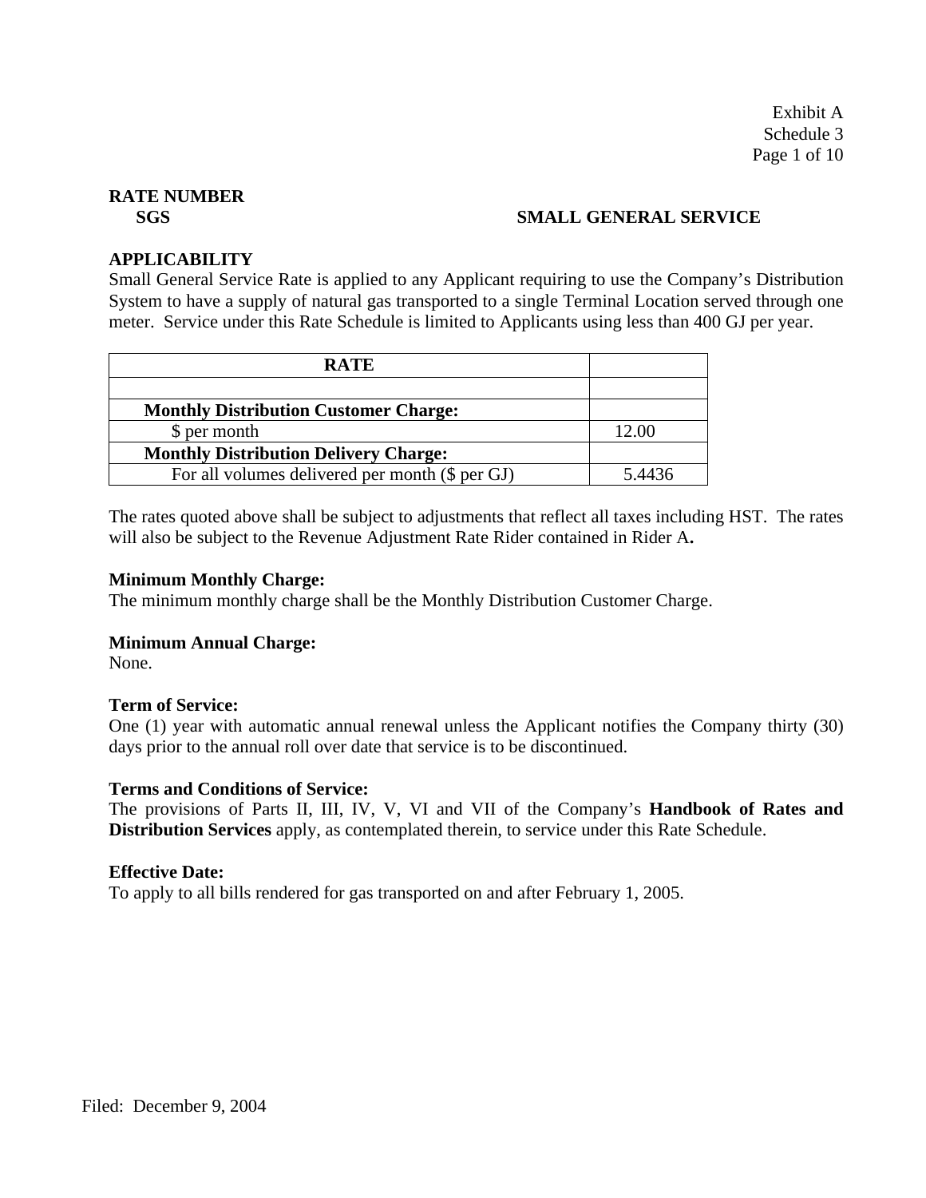Exhibit A
Schedule 3

**RATE NUMBER**

**SGS** **SMALL GENERAL SERVICE**

**APPLICABILITY**

Small General Service Rate is applied to any Applicant requiring to use the Company's Distribution System to have a supply of natural gas transported to a single Terminal Location served through one meter. Service under this Rate Schedule is limited to Applicants using less than 400 GJ per year.

| RATE | |
|---|---|
| | |
| **Monthly Distribution Customer Charge:** | |
| $ per month | 12.00 |
| **Monthly Distribution Delivery Charge:** | |
| For all volumes delivered per month ($ per GJ) | 5.4436 |

The rates quoted above shall be subject to adjustments that reflect all taxes including HST. The rates will also be subject to the Revenue Adjustment Rate Rider contained in Rider A.

**Minimum Monthly Charge:**

The minimum monthly charge shall be the Monthly Distribution Customer Charge.

**Minimum Annual Charge:**

None.

**Term of Service:**

One (1) year with automatic annual renewal unless the Applicant notifies the Company thirty (30) days prior to the annual roll over date that service is to be discontinued.

**Terms and Conditions of Service:**

The provisions of Parts II, III, IV, V, VI and VII of the Company's **Handbook of Rates and Distribution Services** apply, as contemplated therein, to service under this Rate Schedule.

**Effective Date:**

To apply to all bills rendered for gas transported on and after February 1, 2005.

Filed: December 9, 2004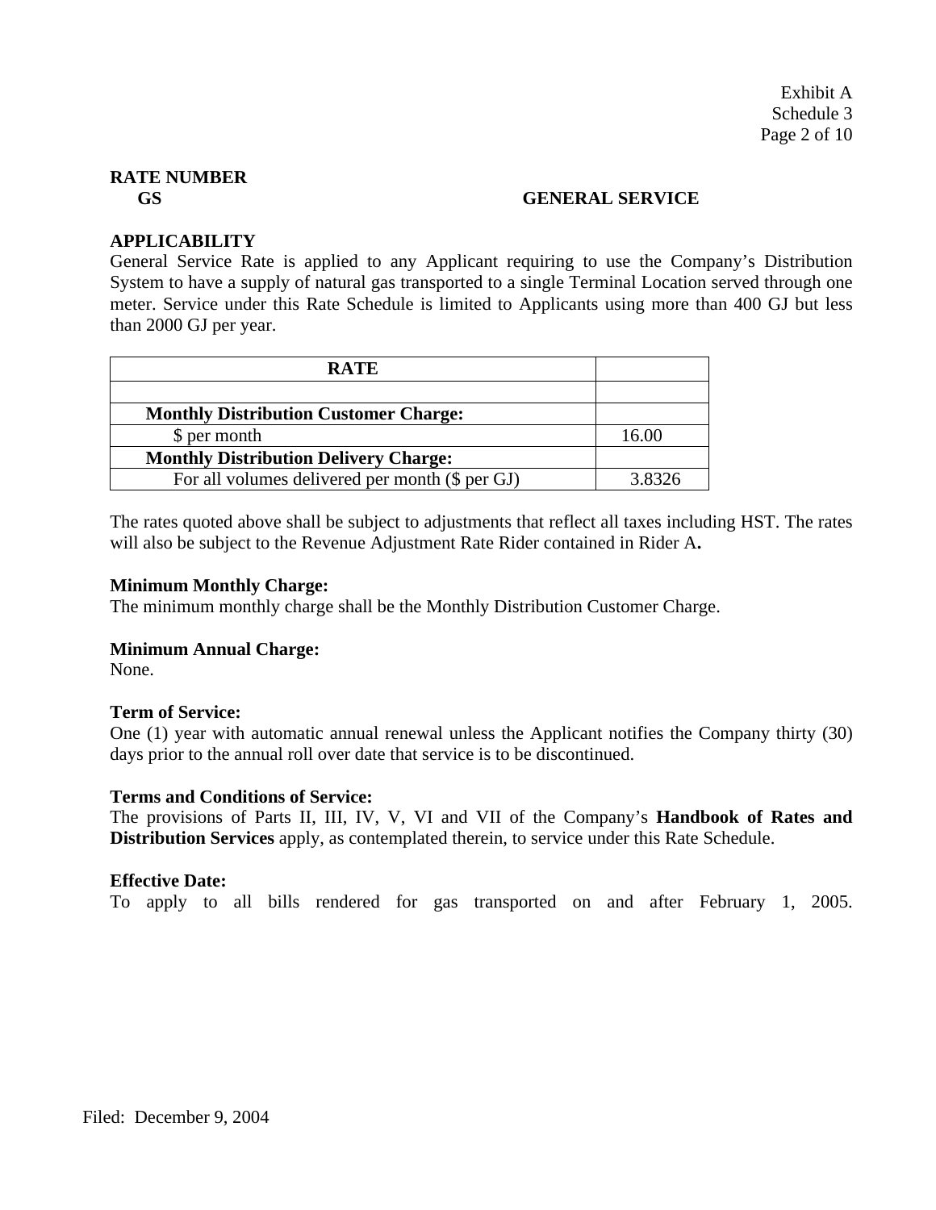**RATE NUMBER**
**GS** **GENERAL SERVICE**

**APPLICABILITY**
General Service Rate is applied to any Applicant requiring to use the Company's Distribution System to have a supply of natural gas transported to a single Terminal Location served through one meter. Service under this Rate Schedule is limited to Applicants using more than 400 GJ but less than 2000 GJ per year.

| RATE | |
|---|---|
| | |
| **Monthly Distribution Customer Charge:** | |
| $ per month | 16.00 |
| **Monthly Distribution Delivery Charge:** | |
| For all volumes delivered per month ($ per GJ) | 3.8326 |

The rates quoted above shall be subject to adjustments that reflect all taxes including HST. The rates will also be subject to the Revenue Adjustment Rate Rider contained in Rider A**.**

**Minimum Monthly Charge:**
The minimum monthly charge shall be the Monthly Distribution Customer Charge.

**Minimum Annual Charge:**
None.

**Term of Service:**
One (1) year with automatic annual renewal unless the Applicant notifies the Company thirty (30) days prior to the annual roll over date that service is to be discontinued.

**Terms and Conditions of Service:**
The provisions of Parts II, III, IV, V, VI and VII of the Company's **Handbook of Rates and Distribution Services** apply, as contemplated therein, to service under this Rate Schedule.

**Effective Date:**
To apply to all bills rendered for gas transported on and after February 1, 2005.

Filed: December 9, 2004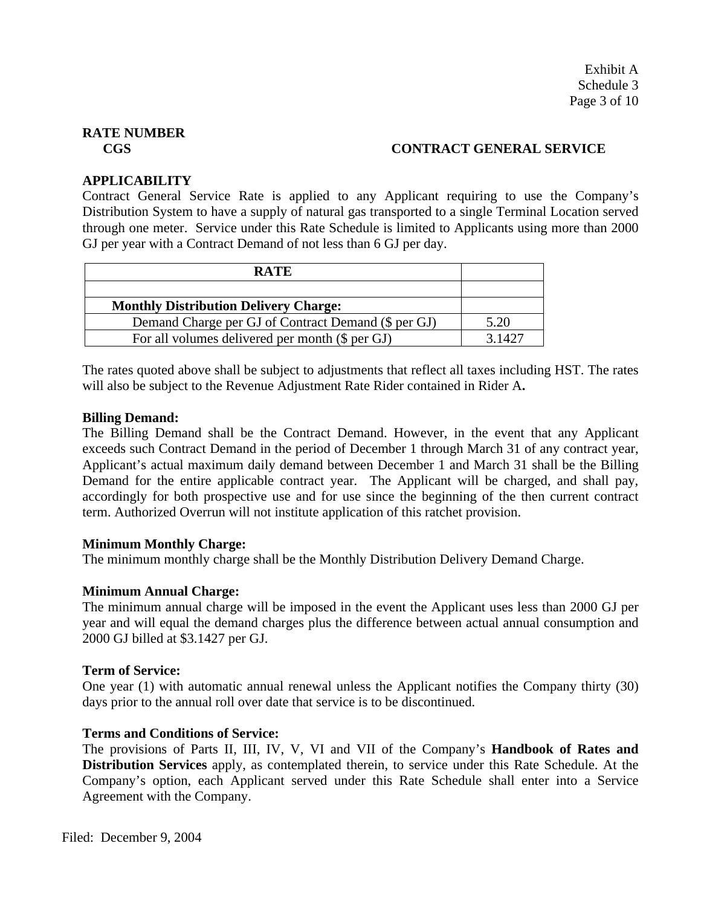Exhibit A
Schedule 3

**RATE NUMBER**
**CGS** **CONTRACT GENERAL SERVICE**

**APPLICABILITY**
Contract General Service Rate is applied to any Applicant requiring to use the Company's Distribution System to have a supply of natural gas transported to a single Terminal Location served through one meter. Service under this Rate Schedule is limited to Applicants using more than 2000 GJ per year with a Contract Demand of not less than 6 GJ per day.

| RATE | |
|---|---|
| | |
| **Monthly Distribution Delivery Charge:** | |
| Demand Charge per GJ of Contract Demand ($ per GJ) | 5.20 |
| For all volumes delivered per month ($ per GJ) | 3.1427 |

The rates quoted above shall be subject to adjustments that reflect all taxes including HST. The rates will also be subject to the Revenue Adjustment Rate Rider contained in Rider A**.**

**Billing Demand:**
The Billing Demand shall be the Contract Demand. However, in the event that any Applicant exceeds such Contract Demand in the period of December 1 through March 31 of any contract year, Applicant's actual maximum daily demand between December 1 and March 31 shall be the Billing Demand for the entire applicable contract year. The Applicant will be charged, and shall pay, accordingly for both prospective use and for use since the beginning of the then current contract term. Authorized Overrun will not institute application of this ratchet provision.

**Minimum Monthly Charge:**
The minimum monthly charge shall be the Monthly Distribution Delivery Demand Charge.

**Minimum Annual Charge:**
The minimum annual charge will be imposed in the event the Applicant uses less than 2000 GJ per year and will equal the demand charges plus the difference between actual annual consumption and 2000 GJ billed at $3.1427 per GJ.

**Term of Service:**
One year (1) with automatic annual renewal unless the Applicant notifies the Company thirty (30) days prior to the annual roll over date that service is to be discontinued.

**Terms and Conditions of Service:**
The provisions of Parts II, III, IV, V, VI and VII of the Company's **Handbook of Rates and Distribution Services** apply, as contemplated therein, to service under this Rate Schedule. At the Company's option, each Applicant served under this Rate Schedule shall enter into a Service Agreement with the Company.

Filed: December 9, 2004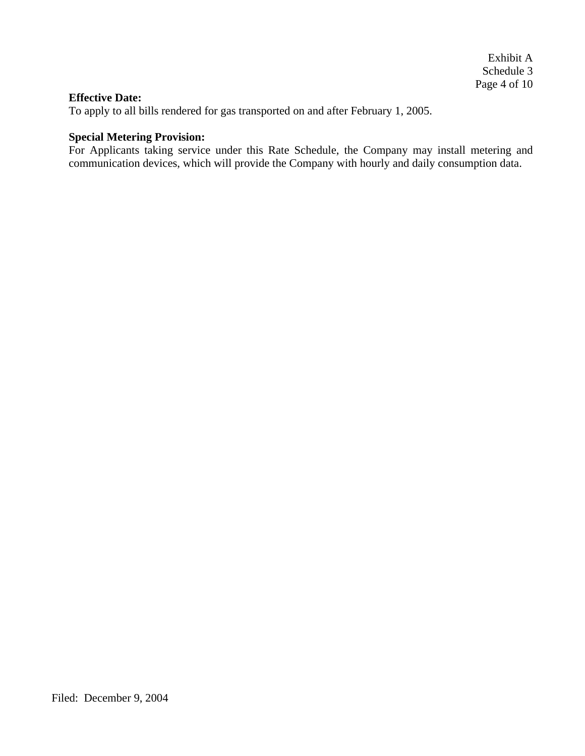**Effective Date:**
To apply to all bills rendered for gas transported on and after February 1, 2005.

**Special Metering Provision:**
For Applicants taking service under this Rate Schedule, the Company may install metering and communication devices, which will provide the Company with hourly and daily consumption data.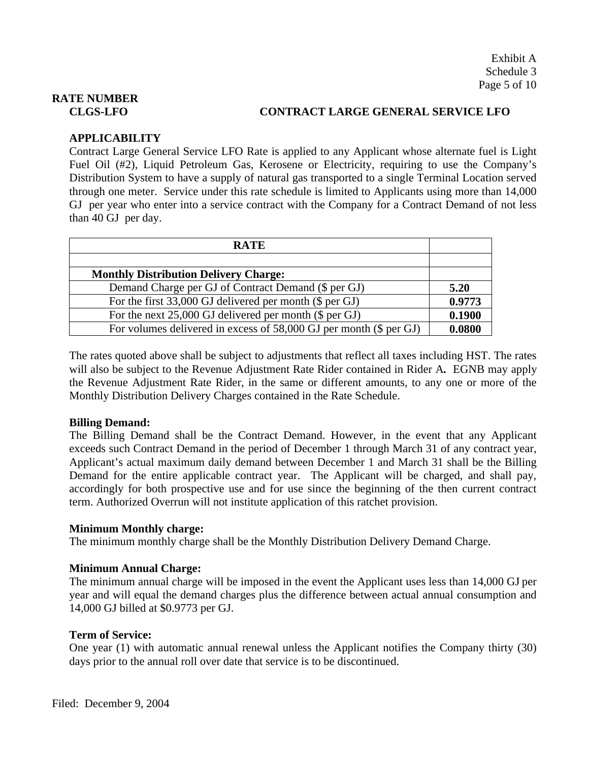Exhibit A
Schedule 3

**RATE NUMBER**

**CLGS-LFO** **CONTRACT LARGE GENERAL SERVICE LFO**

**APPLICABILITY**

Contract Large General Service LFO Rate is applied to any Applicant whose alternate fuel is Light Fuel Oil (#2), Liquid Petroleum Gas, Kerosene or Electricity, requiring to use the Company's Distribution System to have a supply of natural gas transported to a single Terminal Location served through one meter. Service under this rate schedule is limited to Applicants using more than 14,000 GJ per year who enter into a service contract with the Company for a Contract Demand of not less than 40 GJ per day.

| **RATE** | |
|---|---|
| | |
| **Monthly Distribution Delivery Charge:** | |
| Demand Charge per GJ of Contract Demand ($ per GJ) | **5.20** |
| For the first 33,000 GJ delivered per month ($ per GJ) | **0.9773** |
| For the next 25,000 GJ delivered per month ($ per GJ) | **0.1900** |
| For volumes delivered in excess of 58,000 GJ per month ($ per GJ) | **0.0800** |

The rates quoted above shall be subject to adjustments that reflect all taxes including HST. The rates will also be subject to the Revenue Adjustment Rate Rider contained in Rider A**.** EGNB may apply the Revenue Adjustment Rate Rider, in the same or different amounts, to any one or more of the Monthly Distribution Delivery Charges contained in the Rate Schedule.

**Billing Demand:**

The Billing Demand shall be the Contract Demand. However, in the event that any Applicant exceeds such Contract Demand in the period of December 1 through March 31 of any contract year, Applicant's actual maximum daily demand between December 1 and March 31 shall be the Billing Demand for the entire applicable contract year. The Applicant will be charged, and shall pay, accordingly for both prospective use and for use since the beginning of the then current contract term. Authorized Overrun will not institute application of this ratchet provision.

**Minimum Monthly charge:**

The minimum monthly charge shall be the Monthly Distribution Delivery Demand Charge.

**Minimum Annual Charge:**

The minimum annual charge will be imposed in the event the Applicant uses less than 14,000 GJ per year and will equal the demand charges plus the difference between actual annual consumption and 14,000 GJ billed at $0.9773 per GJ.

**Term of Service:**

One year (1) with automatic annual renewal unless the Applicant notifies the Company thirty (30) days prior to the annual roll over date that service is to be discontinued.

Filed: December 9, 2004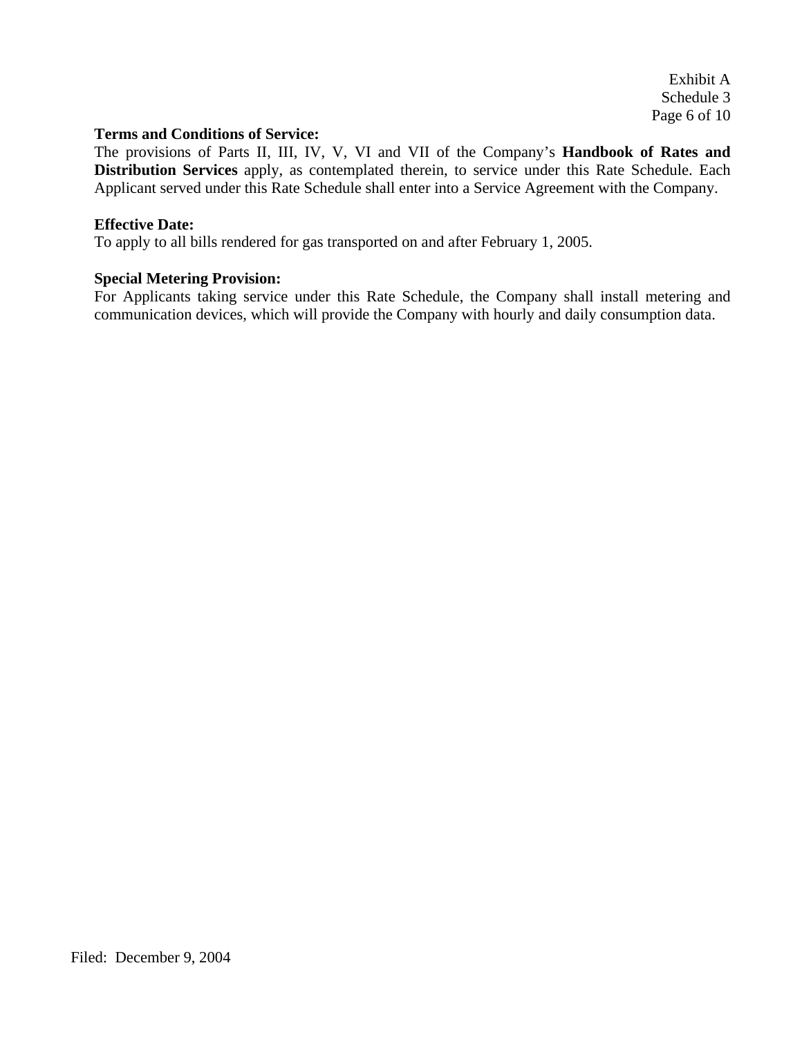**Terms and Conditions of Service:**
The provisions of Parts II, III, IV, V, VI and VII of the Company's **Handbook of Rates and Distribution Services** apply, as contemplated therein, to service under this Rate Schedule. Each Applicant served under this Rate Schedule shall enter into a Service Agreement with the Company.

**Effective Date:**
To apply to all bills rendered for gas transported on and after February 1, 2005.

**Special Metering Provision:**
For Applicants taking service under this Rate Schedule, the Company shall install metering and communication devices, which will provide the Company with hourly and daily consumption data.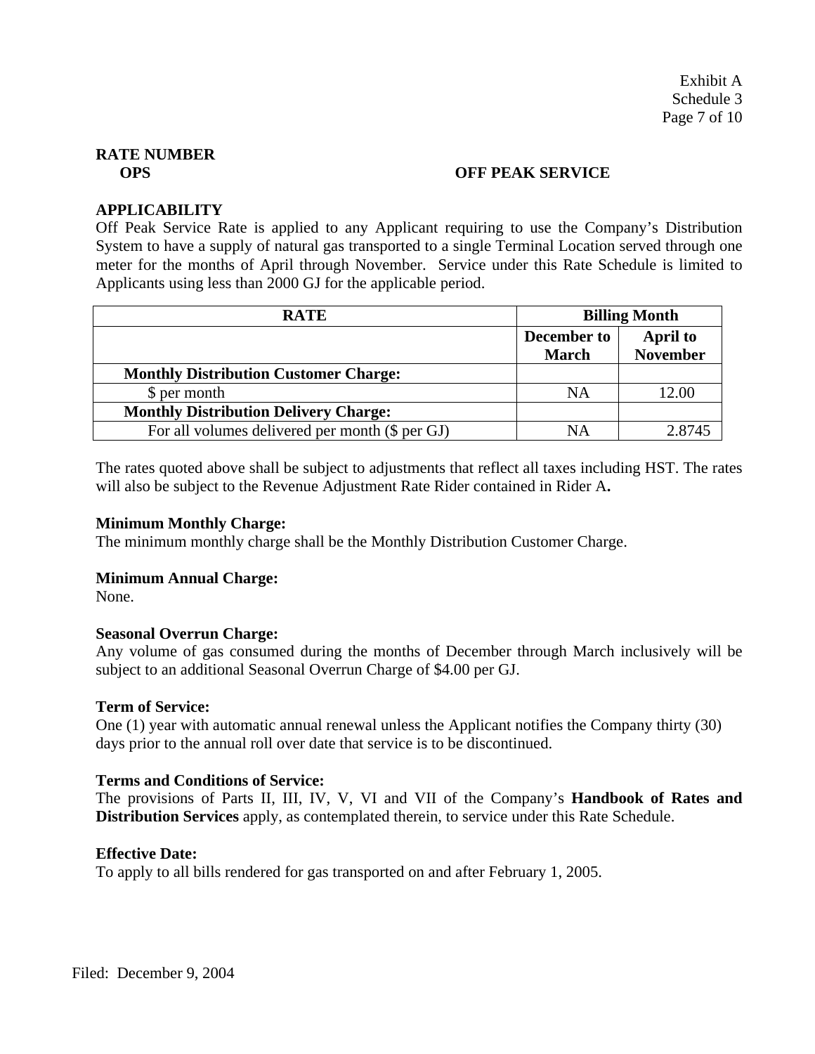Exhibit A
Schedule 3

**RATE NUMBER**
**OPS** **OFF PEAK SERVICE**

**APPLICABILITY**

Off Peak Service Rate is applied to any Applicant requiring to use the Company's Distribution System to have a supply of natural gas transported to a single Terminal Location served through one meter for the months of April through November. Service under this Rate Schedule is limited to Applicants using less than 2000 GJ for the applicable period.

| RATE | Billing Month | |
|---|---|---|
| | December to March | April to November |
| **Monthly Distribution Customer Charge:** | | |
| $ per month | NA | 12.00 |
| **Monthly Distribution Delivery Charge:** | | |
| For all volumes delivered per month ($ per GJ) | NA | 2.8745 |

The rates quoted above shall be subject to adjustments that reflect all taxes including HST. The rates will also be subject to the Revenue Adjustment Rate Rider contained in Rider A**.**

**Minimum Monthly Charge:**

The minimum monthly charge shall be the Monthly Distribution Customer Charge.

**Minimum Annual Charge:**

None.

**Seasonal Overrun Charge:**

Any volume of gas consumed during the months of December through March inclusively will be subject to an additional Seasonal Overrun Charge of $4.00 per GJ.

**Term of Service:**

One (1) year with automatic annual renewal unless the Applicant notifies the Company thirty (30) days prior to the annual roll over date that service is to be discontinued.

**Terms and Conditions of Service:**

The provisions of Parts II, III, IV, V, VI and VII of the Company's **Handbook of Rates and Distribution Services** apply, as contemplated therein, to service under this Rate Schedule.

**Effective Date:**

To apply to all bills rendered for gas transported on and after February 1, 2005.

Filed: December 9, 2004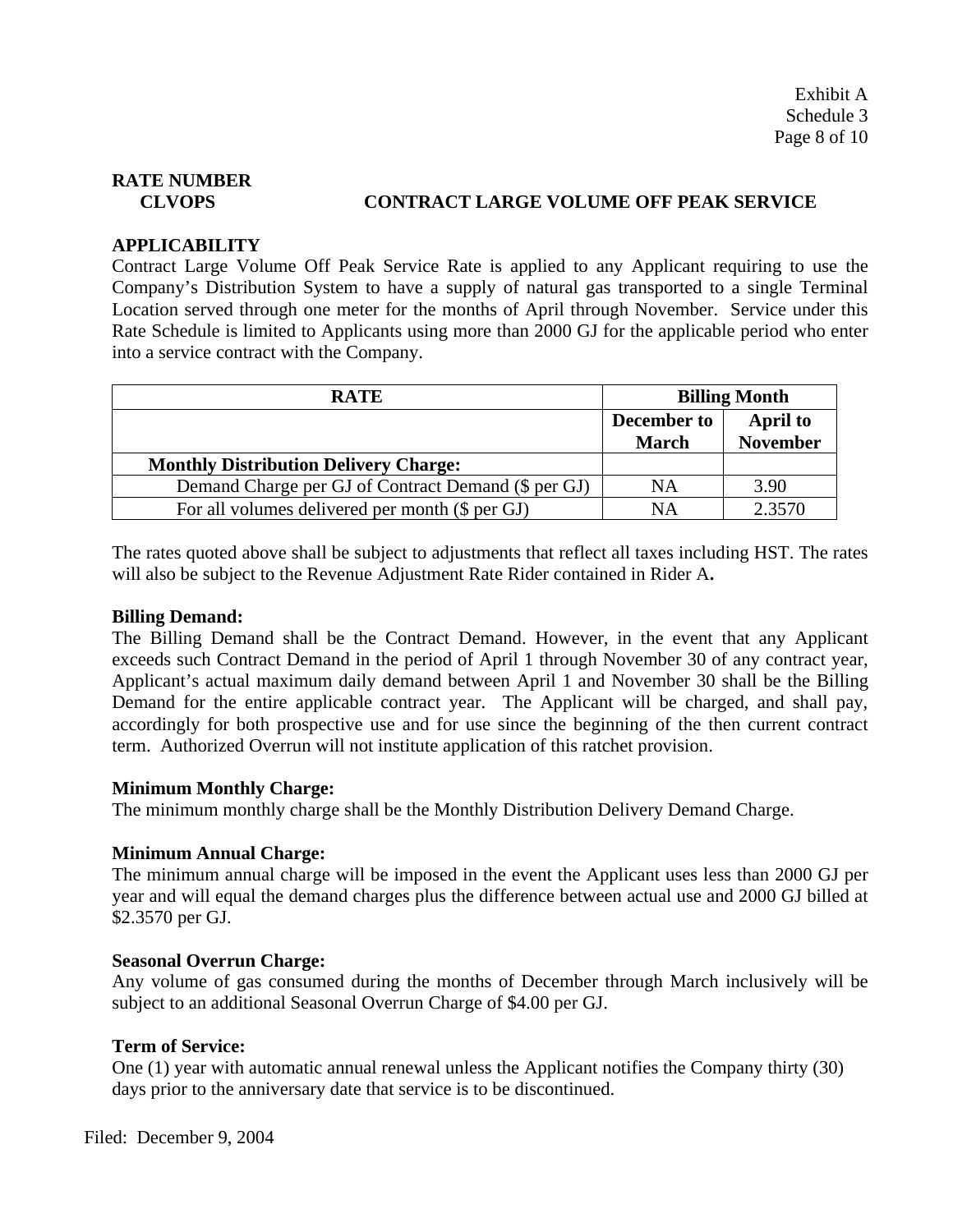Exhibit A
Schedule 3

## RATE NUMBER

## CLVOPS — CONTRACT LARGE VOLUME OFF PEAK SERVICE

**APPLICABILITY**

Contract Large Volume Off Peak Service Rate is applied to any Applicant requiring to use the Company's Distribution System to have a supply of natural gas transported to a single Terminal Location served through one meter for the months of April through November. Service under this Rate Schedule is limited to Applicants using more than 2000 GJ for the applicable period who enter into a service contract with the Company.

| RATE | Billing Month | |
|---|---|---|
| | **December to March** | **April to November** |
| **Monthly Distribution Delivery Charge:** | | |
| Demand Charge per GJ of Contract Demand ($ per GJ) | NA | 3.90 |
| For all volumes delivered per month ($ per GJ) | NA | 2.3570 |

The rates quoted above shall be subject to adjustments that reflect all taxes including HST. The rates will also be subject to the Revenue Adjustment Rate Rider contained in Rider A**.**

**Billing Demand:**

The Billing Demand shall be the Contract Demand. However, in the event that any Applicant exceeds such Contract Demand in the period of April 1 through November 30 of any contract year, Applicant's actual maximum daily demand between April 1 and November 30 shall be the Billing Demand for the entire applicable contract year. The Applicant will be charged, and shall pay, accordingly for both prospective use and for use since the beginning of the then current contract term. Authorized Overrun will not institute application of this ratchet provision.

**Minimum Monthly Charge:**

The minimum monthly charge shall be the Monthly Distribution Delivery Demand Charge.

**Minimum Annual Charge:**

The minimum annual charge will be imposed in the event the Applicant uses less than 2000 GJ per year and will equal the demand charges plus the difference between actual use and 2000 GJ billed at $2.3570 per GJ.

**Seasonal Overrun Charge:**

Any volume of gas consumed during the months of December through March inclusively will be subject to an additional Seasonal Overrun Charge of $4.00 per GJ.

**Term of Service:**

One (1) year with automatic annual renewal unless the Applicant notifies the Company thirty (30) days prior to the anniversary date that service is to be discontinued.

Filed: December 9, 2004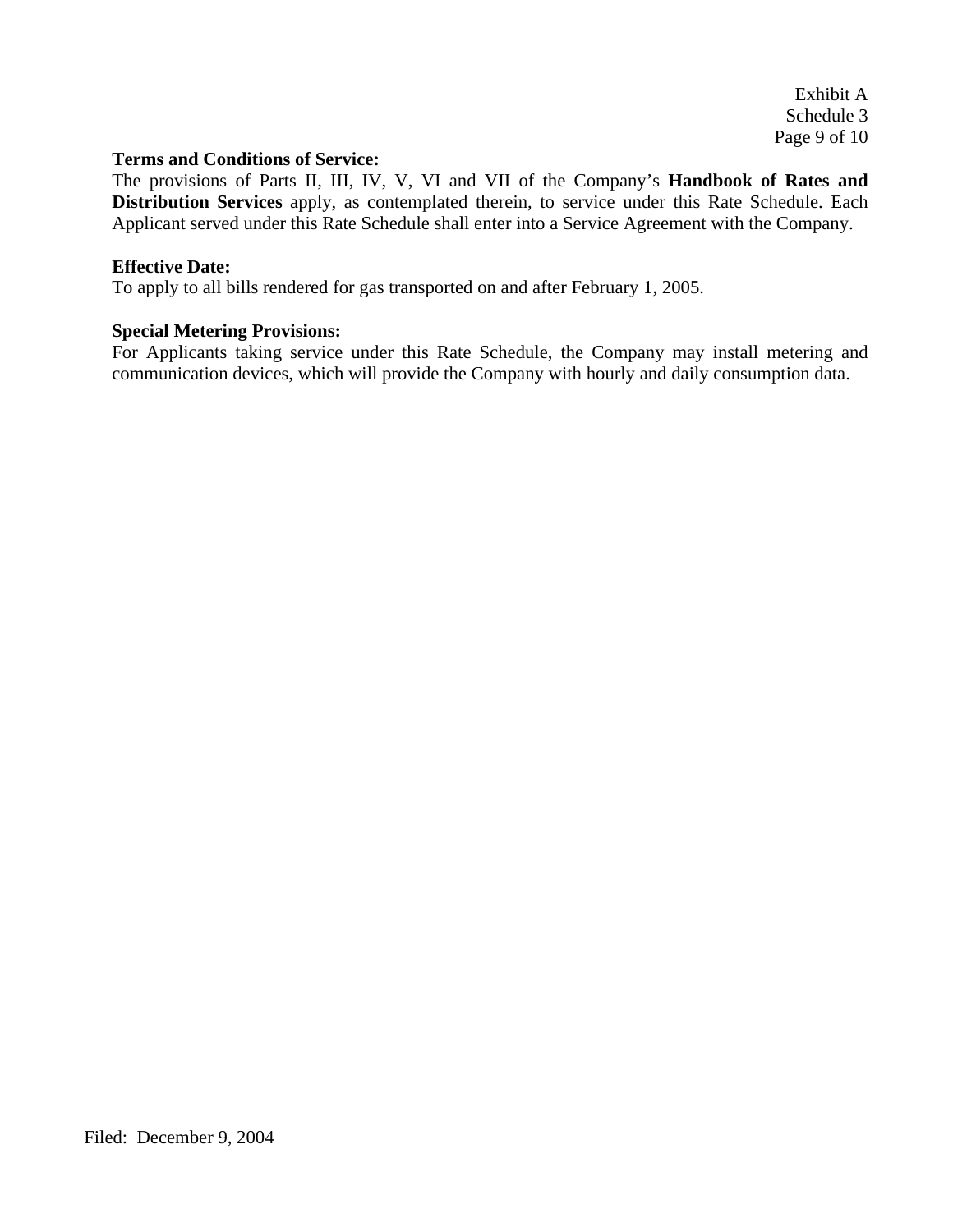**Terms and Conditions of Service:**
The provisions of Parts II, III, IV, V, VI and VII of the Company's **Handbook of Rates and Distribution Services** apply, as contemplated therein, to service under this Rate Schedule. Each Applicant served under this Rate Schedule shall enter into a Service Agreement with the Company.

**Effective Date:**
To apply to all bills rendered for gas transported on and after February 1, 2005.

**Special Metering Provisions:**
For Applicants taking service under this Rate Schedule, the Company may install metering and communication devices, which will provide the Company with hourly and daily consumption data.

Filed: December 9, 2004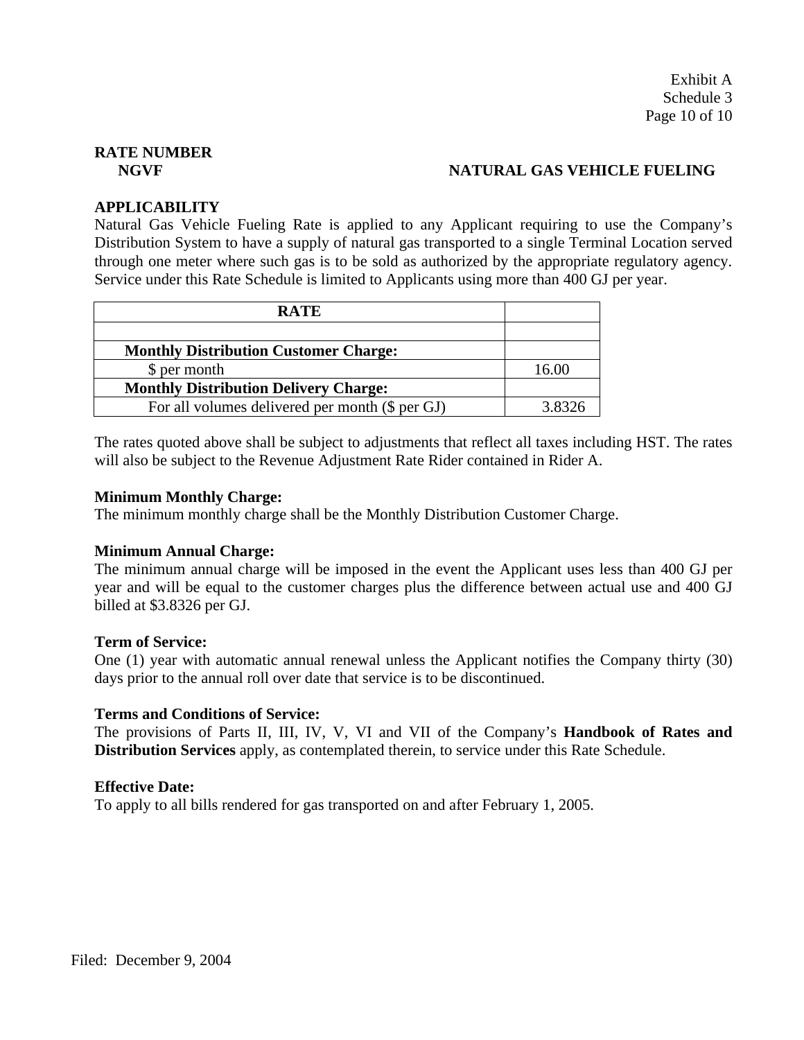Exhibit A
Schedule 3

**RATE NUMBER**
**NGVF** **NATURAL GAS VEHICLE FUELING**

**APPLICABILITY**
Natural Gas Vehicle Fueling Rate is applied to any Applicant requiring to use the Company's Distribution System to have a supply of natural gas transported to a single Terminal Location served through one meter where such gas is to be sold as authorized by the appropriate regulatory agency. Service under this Rate Schedule is limited to Applicants using more than 400 GJ per year.

| **RATE** | |
|---|---|
| | |
| **Monthly Distribution Customer Charge:** | |
| $ per month | 16.00 |
| **Monthly Distribution Delivery Charge:** | |
| For all volumes delivered per month ($ per GJ) | 3.8326 |

The rates quoted above shall be subject to adjustments that reflect all taxes including HST. The rates will also be subject to the Revenue Adjustment Rate Rider contained in Rider A.

**Minimum Monthly Charge:**
The minimum monthly charge shall be the Monthly Distribution Customer Charge.

**Minimum Annual Charge:**
The minimum annual charge will be imposed in the event the Applicant uses less than 400 GJ per year and will be equal to the customer charges plus the difference between actual use and 400 GJ billed at $3.8326 per GJ.

**Term of Service:**
One (1) year with automatic annual renewal unless the Applicant notifies the Company thirty (30) days prior to the annual roll over date that service is to be discontinued.

**Terms and Conditions of Service:**
The provisions of Parts II, III, IV, V, VI and VII of the Company's **Handbook of Rates and Distribution Services** apply, as contemplated therein, to service under this Rate Schedule.

**Effective Date:**
To apply to all bills rendered for gas transported on and after February 1, 2005.

Filed: December 9, 2004